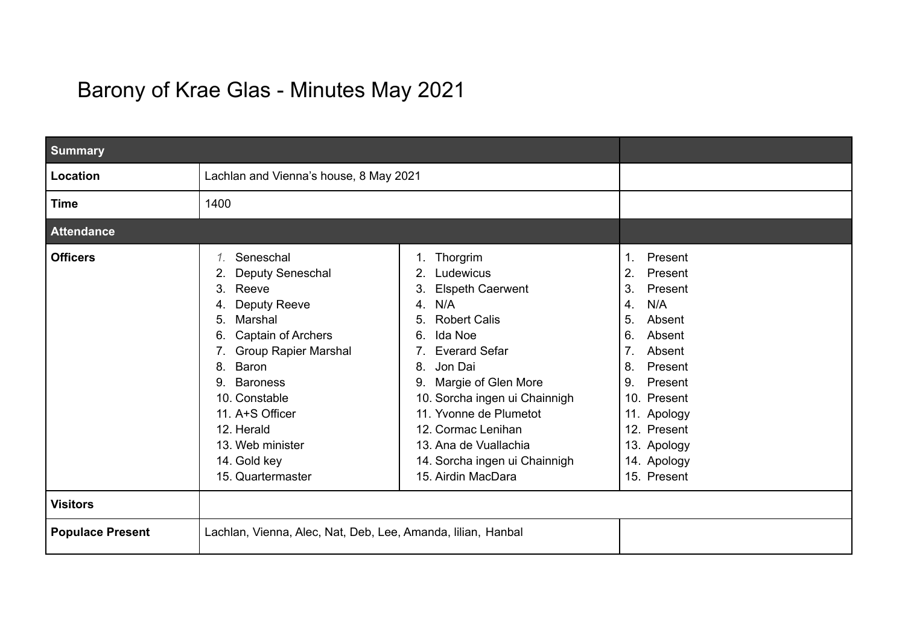# Barony of Krae Glas - Minutes May 2021

| **Summary** | | | |
|---|---|---|---|
| **Location** | Lachlan and Vienna's house, 8 May 2021 | | |
| **Time** | 1400 | | |
| **Attendance** | | | |
| **Officers** | 1. Seneschal | 1. Thorgrim | 1. Present |
| | 2. Deputy Seneschal | 2. Ludewicus | 2. Present |
| | 3. Reeve | 3. Elspeth Caerwent | 3. Present |
| | 4. Deputy Reeve | 4. N/A | 4. N/A |
| | 5. Marshal | 5. Robert Calis | 5. Absent |
| | 6. Captain of Archers | 6. Ida Noe | 6. Absent |
| | 7. Group Rapier Marshal | 7. Everard Sefar | 7. Absent |
| | 8. Baron | 8. Jon Dai | 8. Present |
| | 9. Baroness | 9. Margie of Glen More | 9. Present |
| | 10. Constable | 10. Sorcha ingen ui Chainnigh | 10. Present |
| | 11. A+S Officer | 11. Yvonne de Plumetot | 11. Apology |
| | 12. Herald | 12. Cormac Lenihan | 12. Present |
| | 13. Web minister | 13. Ana de Vuallachia | 13. Apology |
| | 14. Gold key | 14. Sorcha ingen ui Chainnigh | 14. Apology |
| | 15. Quartermaster | 15. Airdin MacDara | 15. Present |
| **Visitors** | | | |
| **Populace Present** | Lachlan, Vienna, Alec, Nat, Deb, Lee, Amanda, lilian, Hanbal | | |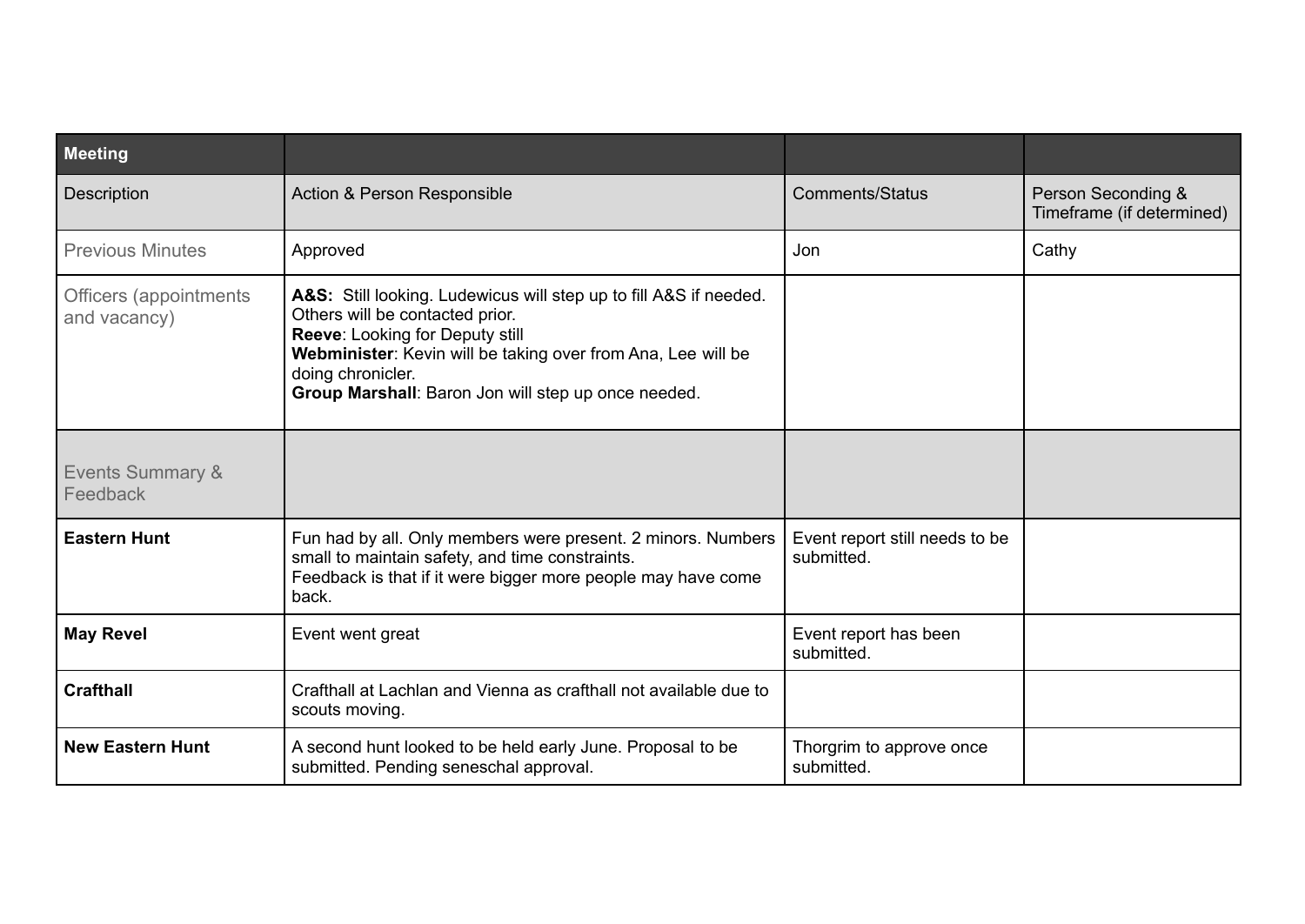| **Meeting** | | | |
|---|---|---|---|
| Description | Action & Person Responsible | Comments/Status | Person Seconding & Timeframe (if determined) |
| Previous Minutes | Approved | Jon | Cathy |
| Officers (appointments and vacancy) | **A&S:** Still looking. Ludewicus will step up to fill A&S if needed. Others will be contacted prior.<br>**Reeve**: Looking for Deputy still<br>**Webminister**: Kevin will be taking over from Ana, Lee will be doing chronicler.<br>**Group Marshall**: Baron Jon will step up once needed. | | |
| Events Summary & Feedback | | | |
| **Eastern Hunt** | Fun had by all. Only members were present. 2 minors. Numbers small to maintain safety, and time constraints.<br>Feedback is that if it were bigger more people may have come back. | Event report still needs to be submitted. | |
| **May Revel** | Event went great | Event report has been submitted. | |
| **Crafthall** | Crafthall at Lachlan and Vienna as crafthall not available due to scouts moving. | | |
| **New Eastern Hunt** | A second hunt looked to be held early June. Proposal to be submitted. Pending seneschal approval. | Thorgrim to approve once submitted. | |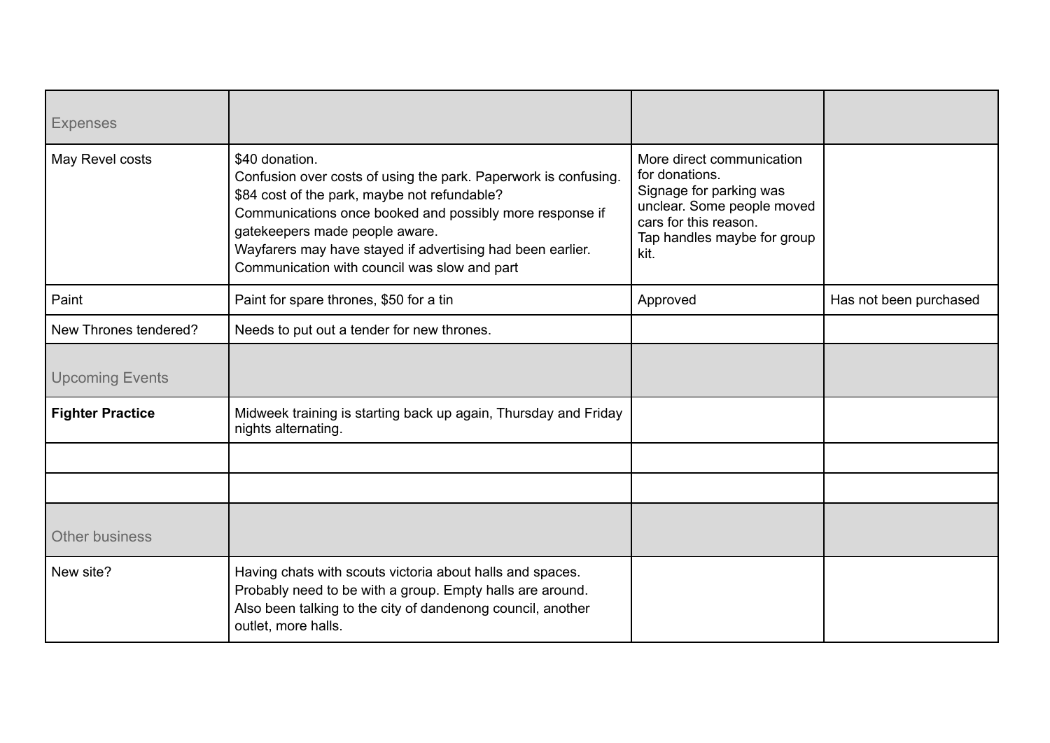| Expenses | | | |
|---|---|---|---|
| May Revel costs | $40 donation.<br>Confusion over costs of using the park. Paperwork is confusing.<br>$84 cost of the park, maybe not refundable?<br>Communications once booked and possibly more response if gatekeepers made people aware.<br>Wayfarers may have stayed if advertising had been earlier.<br>Communication with council was slow and part | More direct communication for donations.<br>Signage for parking was unclear. Some people moved cars for this reason.<br>Tap handles maybe for group kit. | |
| Paint | Paint for spare thrones, $50 for a tin | Approved | Has not been purchased |
| New Thrones tendered? | Needs to put out a tender for new thrones. | | |
| Upcoming Events | | | |
| **Fighter Practice** | Midweek training is starting back up again, Thursday and Friday nights alternating. | | |
| | | | |
| | | | |
| Other business | | | |
| New site? | Having chats with scouts victoria about halls and spaces.<br>Probably need to be with a group. Empty halls are around.<br>Also been talking to the city of dandenong council, another outlet, more halls. | | |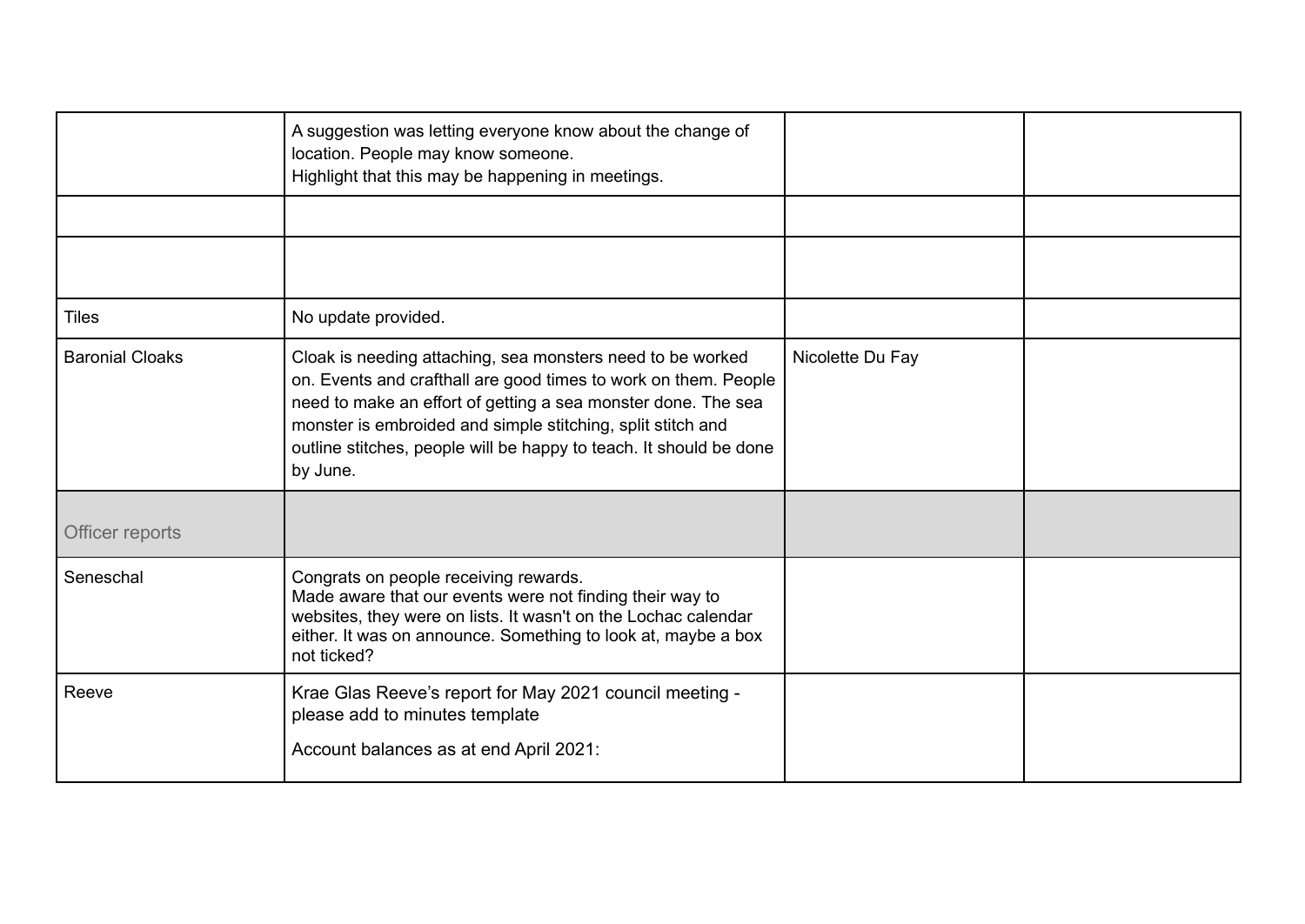| | | | |
|---|---|---|---|
| | A suggestion was letting everyone know about the change of location. People may know someone.<br>Highlight that this may be happening in meetings. | | |
| | | | |
| | | | |
| Tiles | No update provided. | | |
| Baronial Cloaks | Cloak is needing attaching, sea monsters need to be worked on. Events and crafthall are good times to work on them. People need to make an effort of getting a sea monster done. The sea monster is embroided and simple stitching, split stitch and outline stitches, people will be happy to teach. It should be done by June. | Nicolette Du Fay | |
| Officer reports | | | |
| Seneschal | Congrats on people receiving rewards.<br>Made aware that our events were not finding their way to websites, they were on lists. It wasn't on the Lochac calendar either. It was on announce. Something to look at, maybe a box not ticked? | | |
| Reeve | Krae Glas Reeve's report for May 2021 council meeting - please add to minutes template<br><br>Account balances as at end April 2021: | | |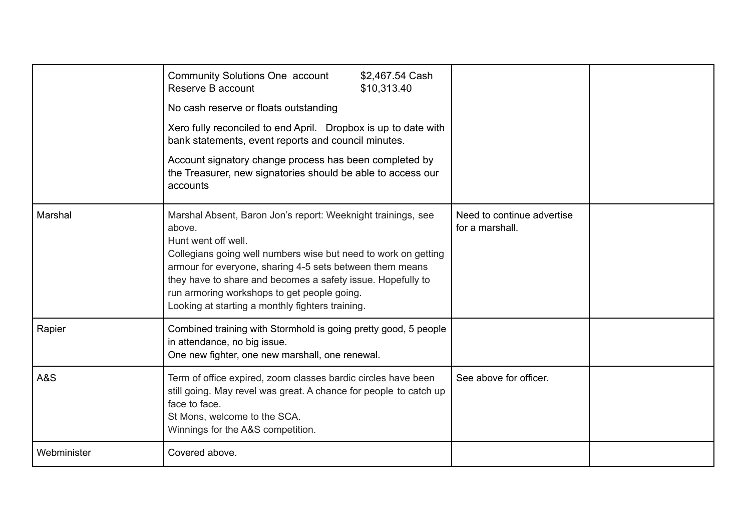| | | | |
|---|---|---|---|
| | Community Solutions One account $2,467.54 Cash<br>Reserve B account $10,313.40<br><br>No cash reserve or floats outstanding<br><br>Xero fully reconciled to end April. Dropbox is up to date with bank statements, event reports and council minutes.<br><br>Account signatory change process has been completed by the Treasurer, new signatories should be able to access our accounts | | |
| Marshal | Marshal Absent, Baron Jon's report: Weeknight trainings, see above.<br>Hunt went off well.<br>Collegians going well numbers wise but need to work on getting armour for everyone, sharing 4-5 sets between them means they have to share and becomes a safety issue. Hopefully to run armoring workshops to get people going.<br>Looking at starting a monthly fighters training. | Need to continue advertise for a marshall. | |
| Rapier | Combined training with Stormhold is going pretty good, 5 people in attendance, no big issue.<br>One new fighter, one new marshall, one renewal. | | |
| A&S | Term of office expired, zoom classes bardic circles have been still going. May revel was great. A chance for people to catch up face to face.<br>St Mons, welcome to the SCA.<br>Winnings for the A&S competition. | See above for officer. | |
| Webminister | Covered above. | | |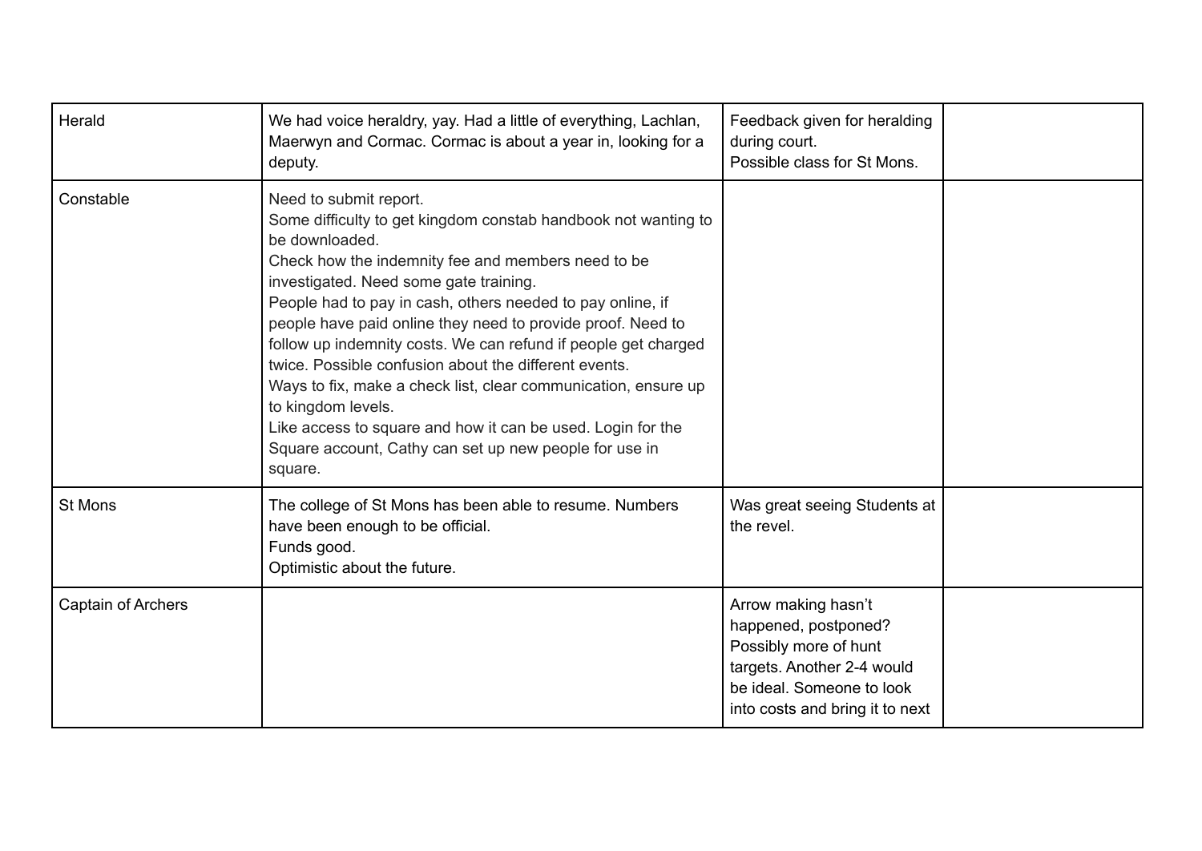| | | | |
|---|---|---|---|
| Herald | We had voice heraldry, yay. Had a little of everything, Lachlan, Maerwyn and Cormac. Cormac is about a year in, looking for a deputy. | Feedback given for heralding during court.<br>Possible class for St Mons. | |
| Constable | Need to submit report.<br>Some difficulty to get kingdom constab handbook not wanting to be downloaded.<br>Check how the indemnity fee and members need to be investigated. Need some gate training.<br>People had to pay in cash, others needed to pay online, if people have paid online they need to provide proof. Need to follow up indemnity costs. We can refund if people get charged twice. Possible confusion about the different events.<br>Ways to fix, make a check list, clear communication, ensure up to kingdom levels.<br>Like access to square and how it can be used. Login for the Square account, Cathy can set up new people for use in square. | | |
| St Mons | The college of St Mons has been able to resume. Numbers have been enough to be official.<br>Funds good.<br>Optimistic about the future. | Was great seeing Students at the revel. | |
| Captain of Archers | | Arrow making hasn't happened, postponed?<br>Possibly more of hunt targets. Another 2-4 would be ideal. Someone to look into costs and bring it to next | |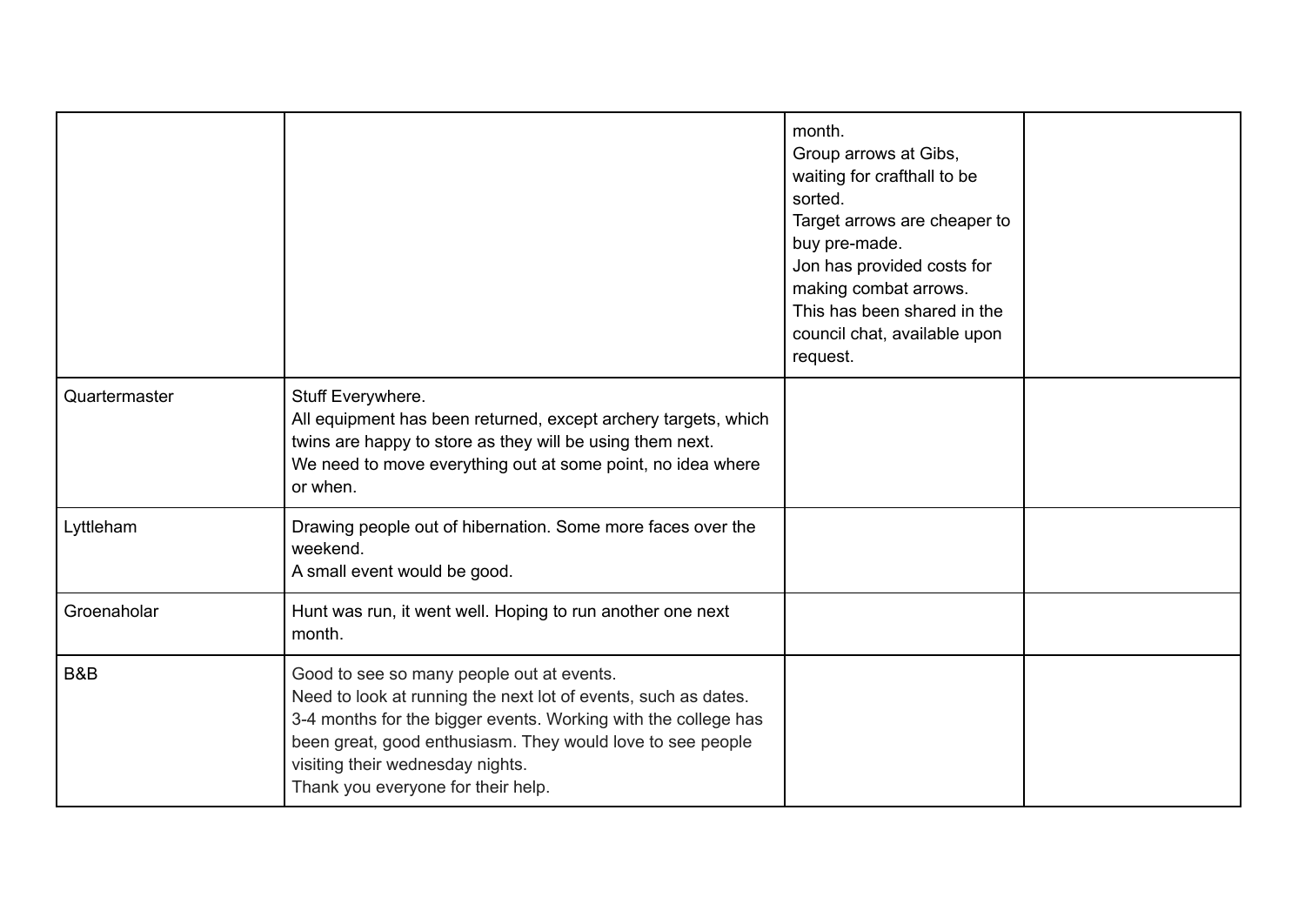| | | | |
|---|---|---|---|
| | | month.<br>Group arrows at Gibs, waiting for crafthall to be sorted.<br>Target arrows are cheaper to buy pre-made.<br>Jon has provided costs for making combat arrows.<br>This has been shared in the council chat, available upon request. | |
| Quartermaster | Stuff Everywhere.<br>All equipment has been returned, except archery targets, which twins are happy to store as they will be using them next.<br>We need to move everything out at some point, no idea where or when. | | |
| Lyttleham | Drawing people out of hibernation. Some more faces over the weekend.<br>A small event would be good. | | |
| Groenaholar | Hunt was run, it went well. Hoping to run another one next month. | | |
| B&B | Good to see so many people out at events.<br>Need to look at running the next lot of events, such as dates.<br>3-4 months for the bigger events. Working with the college has been great, good enthusiasm. They would love to see people visiting their wednesday nights.<br>Thank you everyone for their help. | | |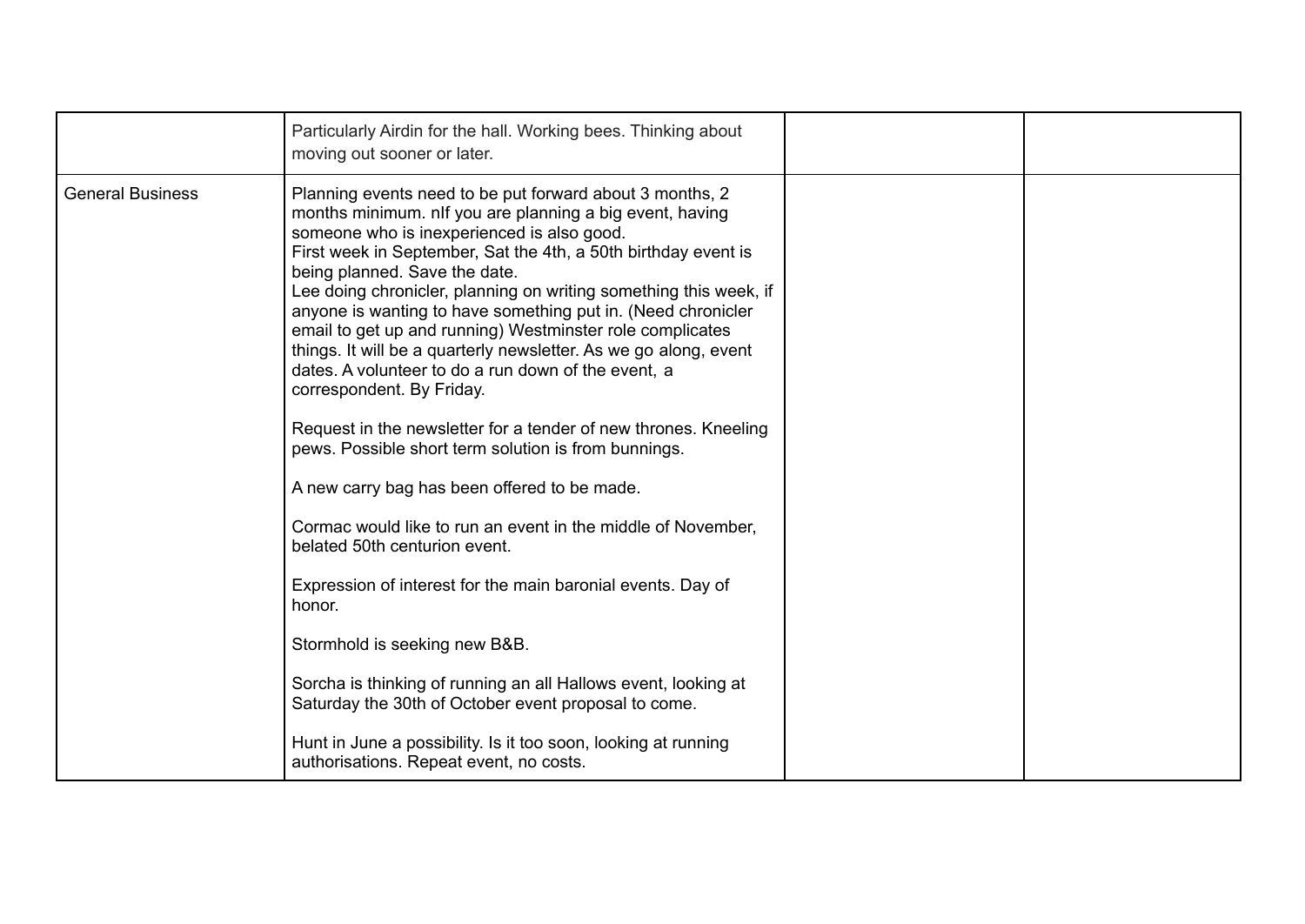| | | | |
|---|---|---|---|
| | Particularly Airdin for the hall. Working bees. Thinking about moving out sooner or later. | | |
| General Business | Planning events need to be put forward about 3 months, 2 months minimum. nIf you are planning a big event, having someone who is inexperienced is also good.<br>First week in September, Sat the 4th, a 50th birthday event is being planned. Save the date.<br>Lee doing chronicler, planning on writing something this week, if anyone is wanting to have something put in. (Need chronicler email to get up and running) Westminster role complicates things. It will be a quarterly newsletter. As we go along, event dates. A volunteer to do a run down of the event, a correspondent. By Friday.<br><br>Request in the newsletter for a tender of new thrones. Kneeling pews. Possible short term solution is from bunnings.<br><br>A new carry bag has been offered to be made.<br><br>Cormac would like to run an event in the middle of November, belated 50th centurion event.<br><br>Expression of interest for the main baronial events. Day of honor.<br><br>Stormhold is seeking new B&B.<br><br>Sorcha is thinking of running an all Hallows event, looking at Saturday the 30th of October event proposal to come.<br><br>Hunt in June a possibility. Is it too soon, looking at running authorisations. Repeat event, no costs. | | |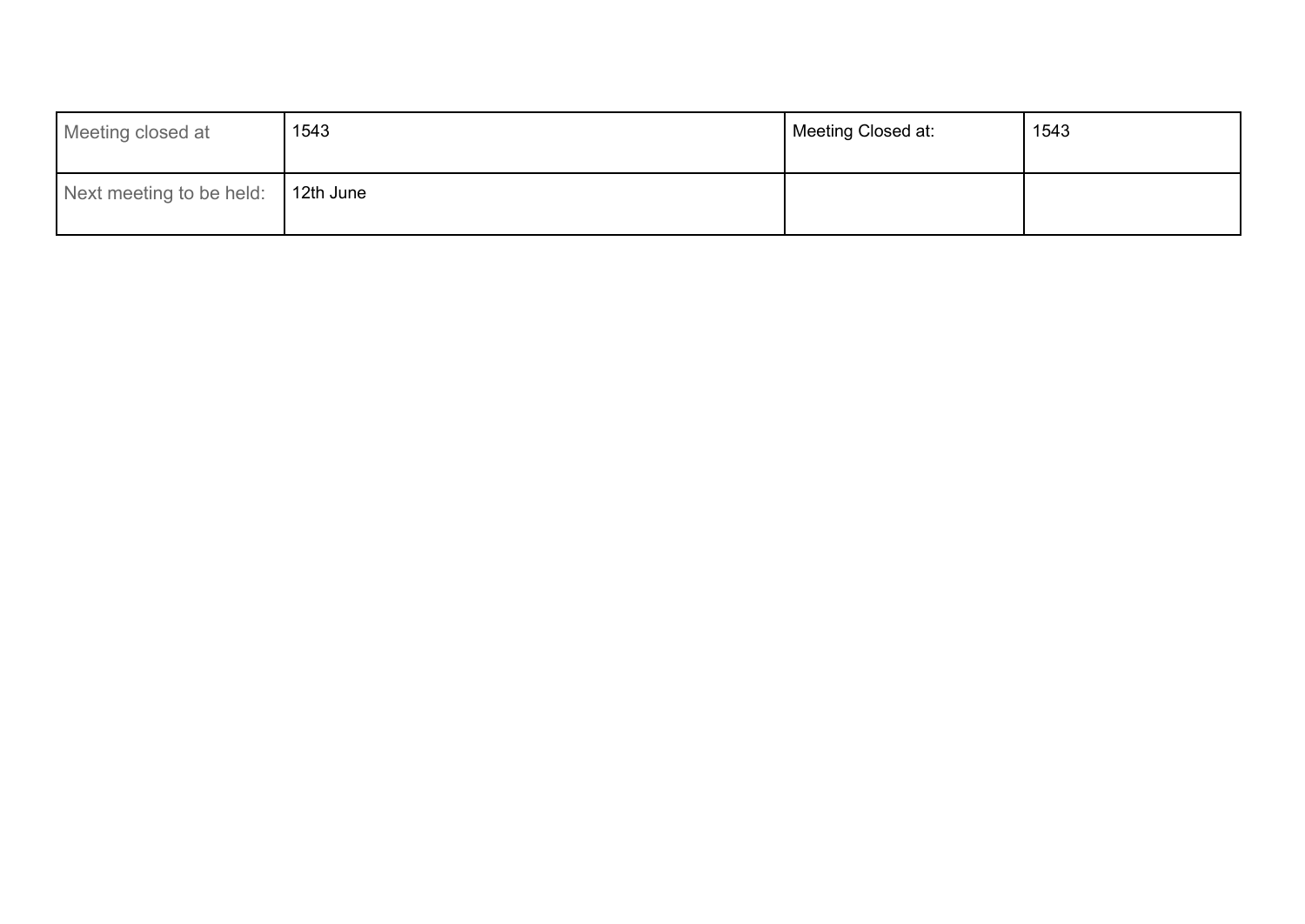| | | | |
|---|---|---|---|
| Meeting closed at | 1543 | Meeting Closed at: | 1543 |
| Next meeting to be held: | 12th June | | |